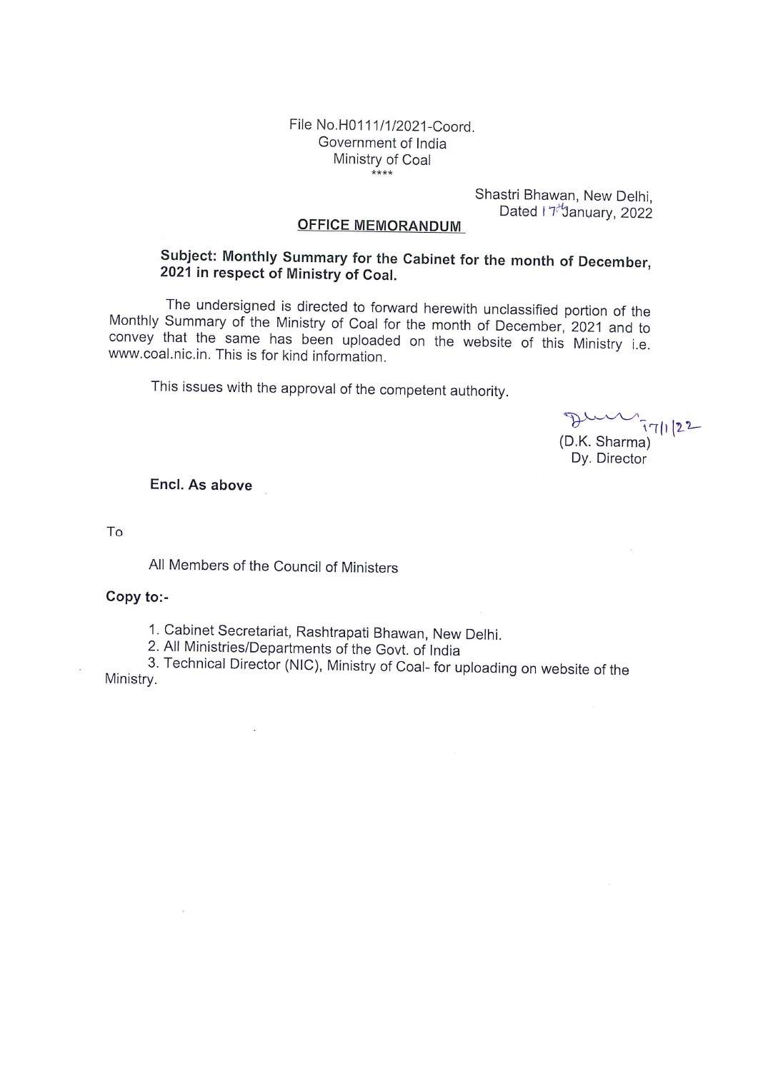File No.H0111/1/2021-Coord.
Government of India
Ministry of Coal
\*\*\*\*

Shastri Bhawan, New Delhi,
Dated 17th January, 2022

**OFFICE MEMORANDUM**

**Subject: Monthly Summary for the Cabinet for the month of December, 2021 in respect of Ministry of Coal.**

The undersigned is directed to forward herewith unclassified portion of the Monthly Summary of the Ministry of Coal for the month of December, 2021 and to convey that the same has been uploaded on the website of this Ministry i.e. www.coal.nic.in. This is for kind information.

This issues with the approval of the competent authority.

17/1/22
(D.K. Sharma)
Dy. Director

**Encl. As above**

To

All Members of the Council of Ministers

**Copy to:-**

1. Cabinet Secretariat, Rashtrapati Bhawan, New Delhi.
2. All Ministries/Departments of the Govt. of India
3. Technical Director (NIC), Ministry of Coal- for uploading on website of the Ministry.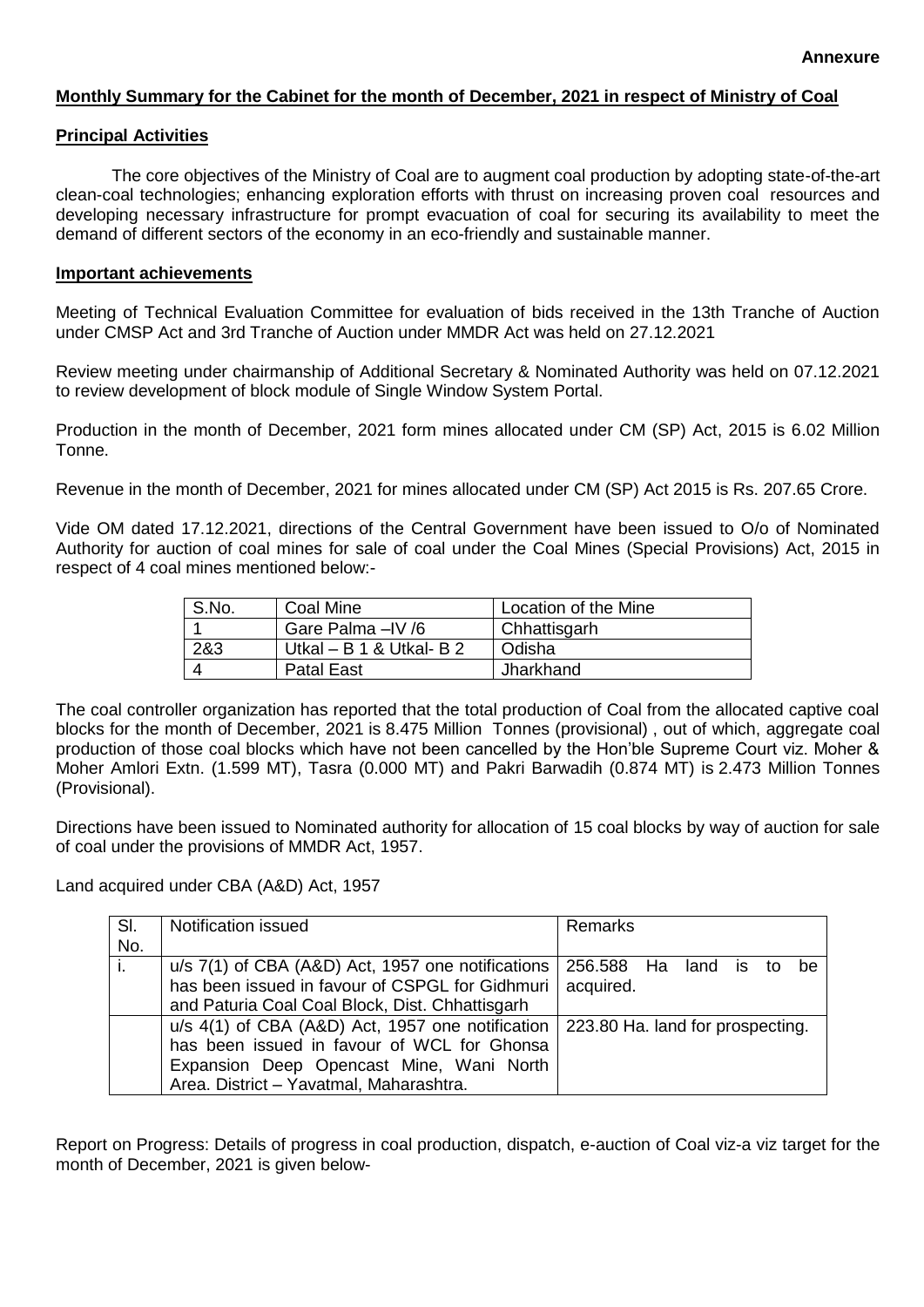**Annexure**

**Monthly Summary for the Cabinet for the month of December, 2021 in respect of Ministry of Coal**

**Principal Activities**

The core objectives of the Ministry of Coal are to augment coal production by adopting state-of-the-art clean-coal technologies; enhancing exploration efforts with thrust on increasing proven coal resources and developing necessary infrastructure for prompt evacuation of coal for securing its availability to meet the demand of different sectors of the economy in an eco-friendly and sustainable manner.

**Important achievements**

Meeting of Technical Evaluation Committee for evaluation of bids received in the 13th Tranche of Auction under CMSP Act and 3rd Tranche of Auction under MMDR Act was held on 27.12.2021

Review meeting under chairmanship of Additional Secretary & Nominated Authority was held on 07.12.2021 to review development of block module of Single Window System Portal.

Production in the month of December, 2021 form mines allocated under CM (SP) Act, 2015 is 6.02 Million Tonne.

Revenue in the month of December, 2021 for mines allocated under CM (SP) Act 2015 is Rs. 207.65 Crore.

Vide OM dated 17.12.2021, directions of the Central Government have been issued to O/o of Nominated Authority for auction of coal mines for sale of coal under the Coal Mines (Special Provisions) Act, 2015 in respect of 4 coal mines mentioned below:-

| S.No. | Coal Mine | Location of the Mine |
|---|---|---|
| 1 | Gare Palma –IV /6 | Chhattisgarh |
| 2&3 | Utkal – B 1 & Utkal- B 2 | Odisha |
| 4 | Patal East | Jharkhand |

The coal controller organization has reported that the total production of Coal from the allocated captive coal blocks for the month of December, 2021 is 8.475 Million Tonnes (provisional) , out of which, aggregate coal production of those coal blocks which have not been cancelled by the Hon'ble Supreme Court viz. Moher & Moher Amlori Extn. (1.599 MT), Tasra (0.000 MT) and Pakri Barwadih (0.874 MT) is 2.473 Million Tonnes (Provisional).

Directions have been issued to Nominated authority for allocation of 15 coal blocks by way of auction for sale of coal under the provisions of MMDR Act, 1957.

Land acquired under CBA (A&D) Act, 1957

| Sl. No. | Notification issued | Remarks |
|---|---|---|
| i. | u/s 7(1) of CBA (A&D) Act, 1957 one notifications has been issued in favour of CSPGL for Gidhmuri and Paturia Coal Coal Block, Dist. Chhattisgarh | 256.588 Ha land is to be acquired. |
| | u/s 4(1) of CBA (A&D) Act, 1957 one notification has been issued in favour of WCL for Ghonsa Expansion Deep Opencast Mine, Wani North Area. District – Yavatmal, Maharashtra. | 223.80 Ha. land for prospecting. |

Report on Progress: Details of progress in coal production, dispatch, e-auction of Coal viz-a viz target for the month of December, 2021 is given below-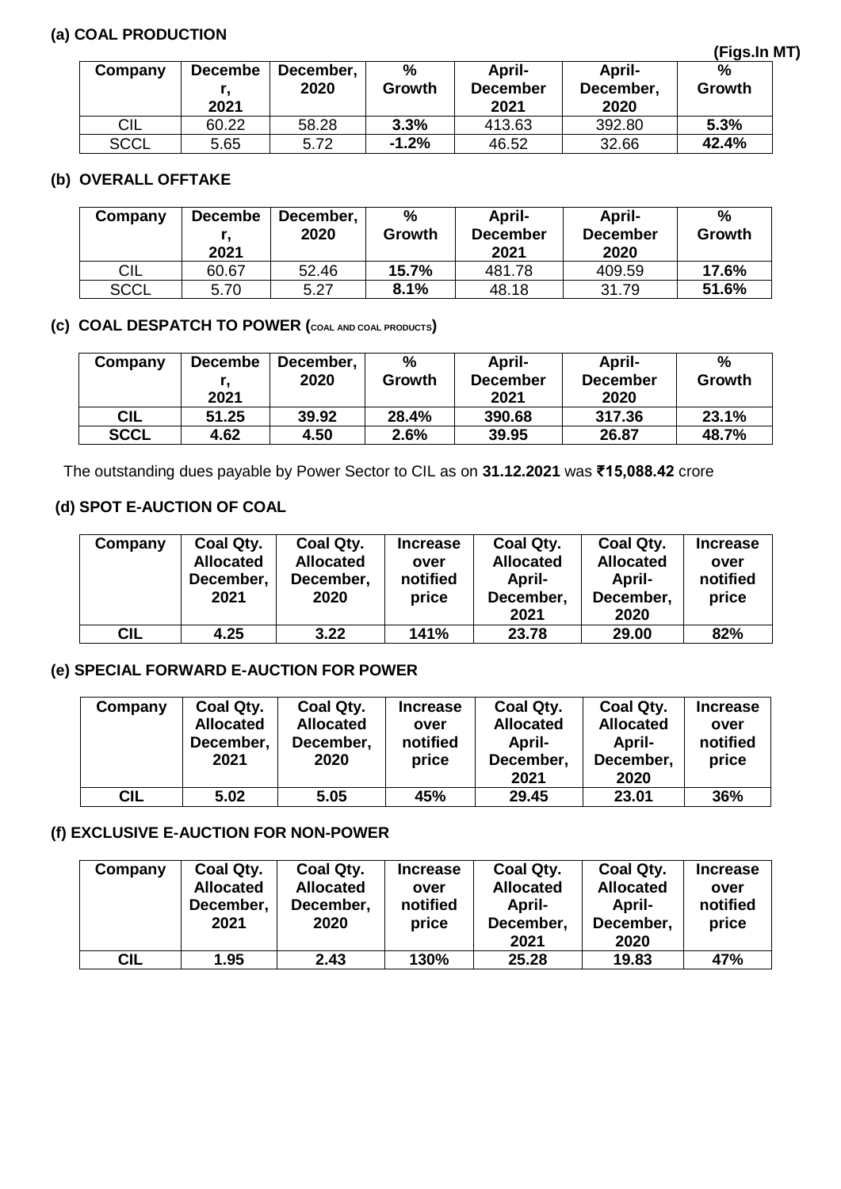### (a) COAL PRODUCTION

(Figs.In MT)

| Company | December, 2021 | December, 2020 | % Growth | April-December 2021 | April-December, 2020 | % Growth |
|---|---|---|---|---|---|---|
| CIL | 60.22 | 58.28 | **3.3%** | 413.63 | 392.80 | **5.3%** |
| SCCL | 5.65 | 5.72 | **-1.2%** | 46.52 | 32.66 | **42.4%** |

### (b) OVERALL OFFTAKE

| Company | December, 2021 | December, 2020 | % Growth | April-December 2021 | April-December 2020 | % Growth |
|---|---|---|---|---|---|---|
| CIL | 60.67 | 52.46 | **15.7%** | 481.78 | 409.59 | **17.6%** |
| SCCL | 5.70 | 5.27 | **8.1%** | 48.18 | 31.79 | **51.6%** |

### (c) COAL DESPATCH TO POWER (COAL AND COAL PRODUCTS)

| Company | December, 2021 | December, 2020 | % Growth | April-December 2021 | April-December 2020 | % Growth |
|---|---|---|---|---|---|---|
| **CIL** | **51.25** | **39.92** | **28.4%** | **390.68** | **317.36** | **23.1%** |
| **SCCL** | **4.62** | **4.50** | **2.6%** | **39.95** | **26.87** | **48.7%** |

The outstanding dues payable by Power Sector to CIL as on **31.12.2021** was **₹15,088.42** crore

### (d) SPOT E-AUCTION OF COAL

| Company | Coal Qty. Allocated December, 2021 | Coal Qty. Allocated December, 2020 | Increase over notified price | Coal Qty. Allocated April-December, 2021 | Coal Qty. Allocated April-December, 2020 | Increase over notified price |
|---|---|---|---|---|---|---|
| **CIL** | **4.25** | **3.22** | **141%** | **23.78** | **29.00** | **82%** |

### (e) SPECIAL FORWARD E-AUCTION FOR POWER

| Company | Coal Qty. Allocated December, 2021 | Coal Qty. Allocated December, 2020 | Increase over notified price | Coal Qty. Allocated April-December, 2021 | Coal Qty. Allocated April-December, 2020 | Increase over notified price |
|---|---|---|---|---|---|---|
| **CIL** | **5.02** | **5.05** | **45%** | **29.45** | **23.01** | **36%** |

### (f) EXCLUSIVE E-AUCTION FOR NON-POWER

| Company | Coal Qty. Allocated December, 2021 | Coal Qty. Allocated December, 2020 | Increase over notified price | Coal Qty. Allocated April-December, 2021 | Coal Qty. Allocated April-December, 2020 | Increase over notified price |
|---|---|---|---|---|---|---|
| **CIL** | **1.95** | **2.43** | **130%** | **25.28** | **19.83** | **47%** |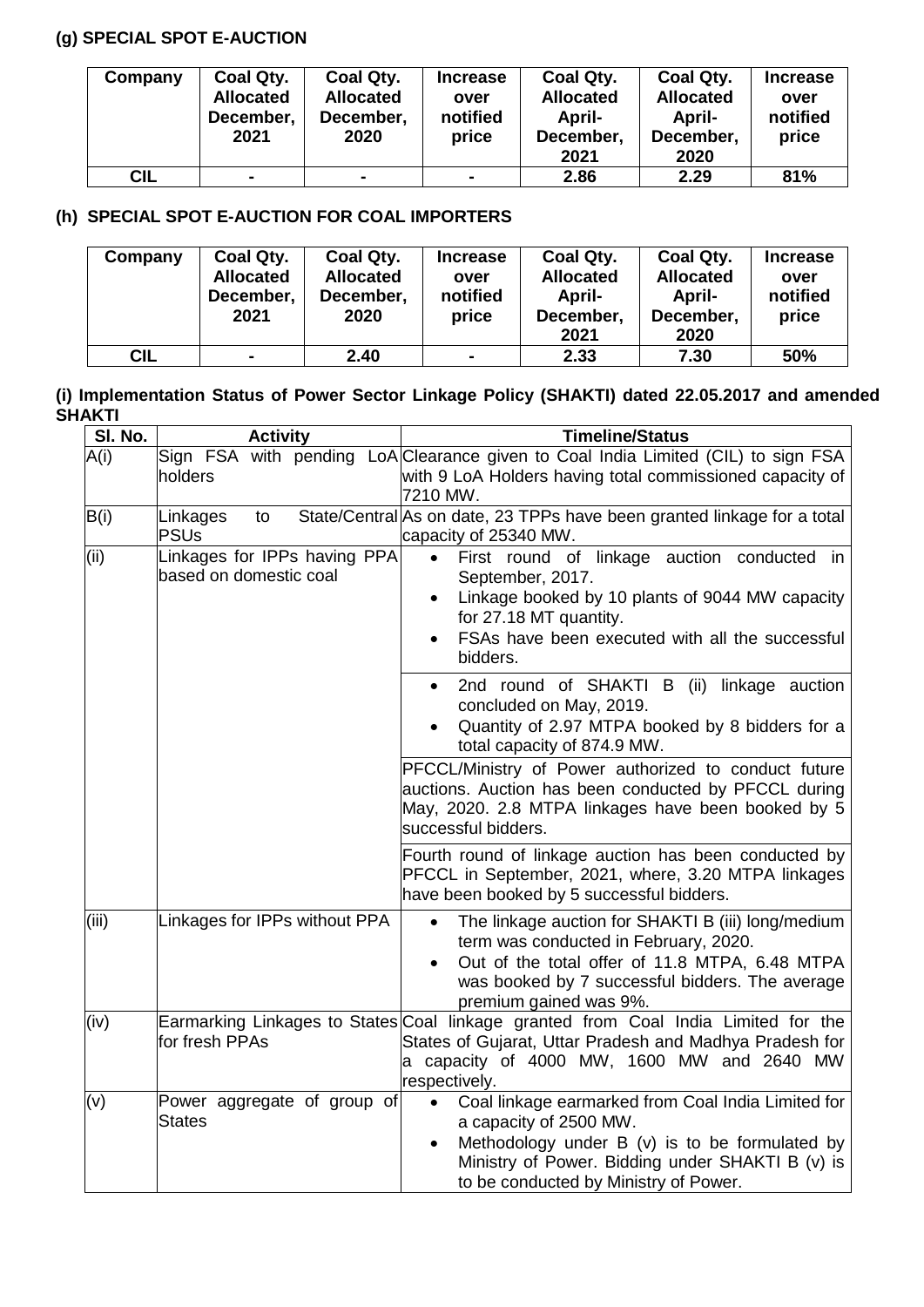### (g) SPECIAL SPOT E-AUCTION

| Company | Coal Qty. Allocated December, 2021 | Coal Qty. Allocated December, 2020 | Increase over notified price | Coal Qty. Allocated April-December, 2021 | Coal Qty. Allocated April-December, 2020 | Increase over notified price |
|---|---|---|---|---|---|---|
| CIL | - | - | - | 2.86 | 2.29 | 81% |

### (h) SPECIAL SPOT E-AUCTION FOR COAL IMPORTERS

| Company | Coal Qty. Allocated December, 2021 | Coal Qty. Allocated December, 2020 | Increase over notified price | Coal Qty. Allocated April-December, 2021 | Coal Qty. Allocated April-December, 2020 | Increase over notified price |
|---|---|---|---|---|---|---|
| CIL | - | 2.40 | - | 2.33 | 7.30 | 50% |

### (i) Implementation Status of Power Sector Linkage Policy (SHAKTI) dated 22.05.2017 and amended SHAKTI

| Sl. No. | Activity | Timeline/Status |
|---|---|---|
| A(i) | Sign FSA with pending LoA holders | Clearance given to Coal India Limited (CIL) to sign FSA with 9 LoA Holders having total commissioned capacity of 7210 MW. |
| B(i) | Linkages to State/Central PSUs | As on date, 23 TPPs have been granted linkage for a total capacity of 25340 MW. |
| (ii) | Linkages for IPPs having PPA based on domestic coal | • First round of linkage auction conducted in September, 2017.<br>• Linkage booked by 10 plants of 9044 MW capacity for 27.18 MT quantity.<br>• FSAs have been executed with all the successful bidders. |
| | | • 2nd round of SHAKTI B (ii) linkage auction concluded on May, 2019.<br>• Quantity of 2.97 MTPA booked by 8 bidders for a total capacity of 874.9 MW. |
| | | PFCCL/Ministry of Power authorized to conduct future auctions. Auction has been conducted by PFCCL during May, 2020. 2.8 MTPA linkages have been booked by 5 successful bidders. |
| | | Fourth round of linkage auction has been conducted by PFCCL in September, 2021, where, 3.20 MTPA linkages have been booked by 5 successful bidders. |
| (iii) | Linkages for IPPs without PPA | • The linkage auction for SHAKTI B (iii) long/medium term was conducted in February, 2020.<br>• Out of the total offer of 11.8 MTPA, 6.48 MTPA was booked by 7 successful bidders. The average premium gained was 9%. |
| (iv) | Earmarking Linkages to States for fresh PPAs | Coal linkage granted from Coal India Limited for the States of Gujarat, Uttar Pradesh and Madhya Pradesh for a capacity of 4000 MW, 1600 MW and 2640 MW respectively. |
| (v) | Power aggregate of group of States | • Coal linkage earmarked from Coal India Limited for a capacity of 2500 MW.<br>• Methodology under B (v) is to be formulated by Ministry of Power. Bidding under SHAKTI B (v) is to be conducted by Ministry of Power. |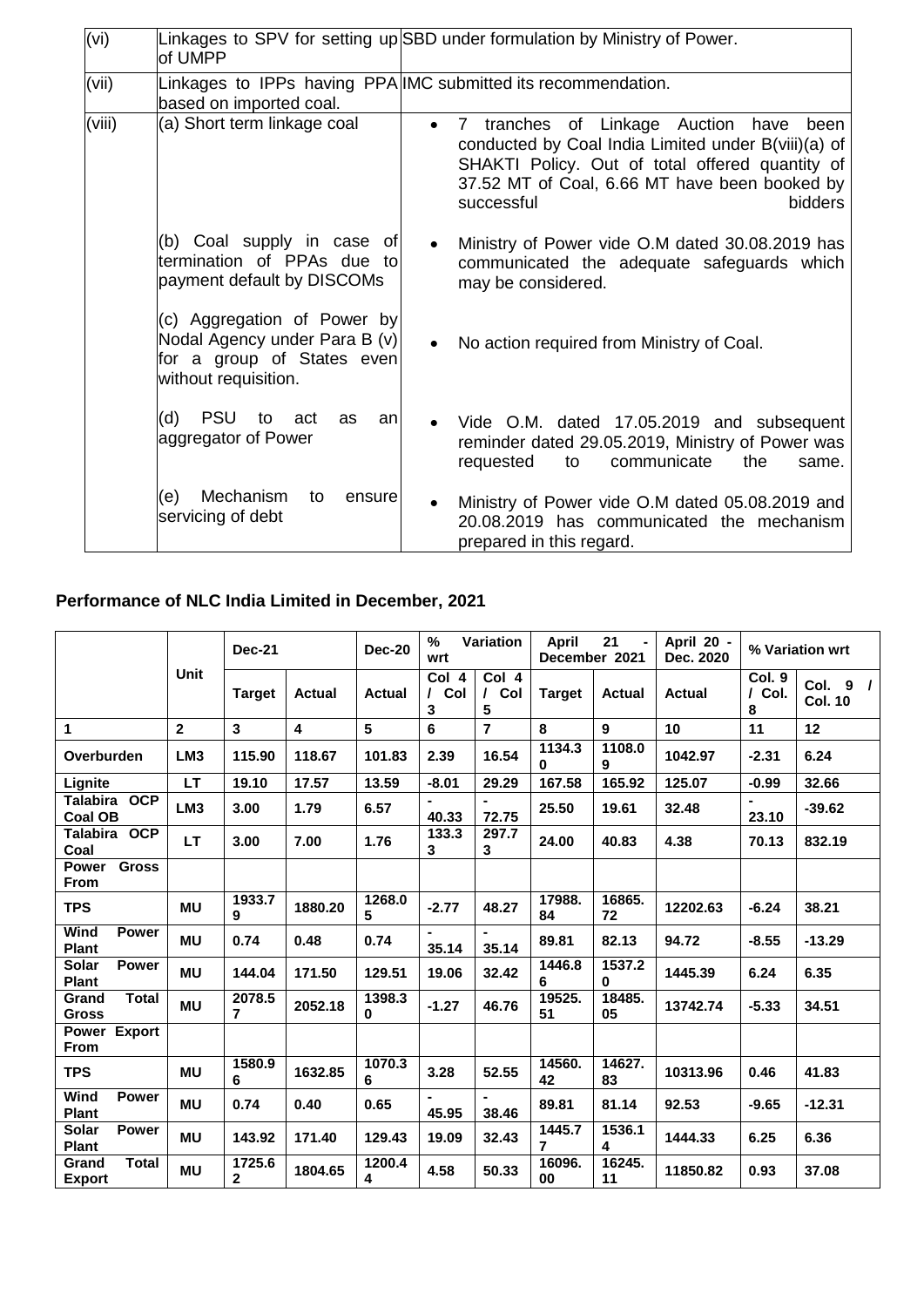| | | |
|---|---|---|
| (vi) | Linkages to SPV for setting up of UMPP | SBD under formulation by Ministry of Power. |
| (vii) | Linkages to IPPs having PPA based on imported coal. | IMC submitted its recommendation. |
| (viii) | (a) Short term linkage coal | • 7 tranches of Linkage Auction have been conducted by Coal India Limited under B(viii)(a) of SHAKTI Policy. Out of total offered quantity of 37.52 MT of Coal, 6.66 MT have been booked by successful bidders |
| | (b) Coal supply in case of termination of PPAs due to payment default by DISCOMs | • Ministry of Power vide O.M dated 30.08.2019 has communicated the adequate safeguards which may be considered. |
| | (c) Aggregation of Power by Nodal Agency under Para B (v) for a group of States even without requisition. | • No action required from Ministry of Coal. |
| | (d) PSU to act as an aggregator of Power | • Vide O.M. dated 17.05.2019 and subsequent reminder dated 29.05.2019, Ministry of Power was requested to communicate the same. |
| | (e) Mechanism to ensure servicing of debt | • Ministry of Power vide O.M dated 05.08.2019 and 20.08.2019 has communicated the mechanism prepared in this regard. |

## Performance of NLC India Limited in December, 2021

| | Unit | Dec-21 | | Dec-20 | % Variation wrt | | April 21 - December 2021 | | April 20 - Dec. 2020 | % Variation wrt | |
|---|---|---|---|---|---|---|---|---|---|---|---|
| | | Target | Actual | Actual | Col 4 / Col 3 | Col 4 / Col 5 | Target | Actual | Actual | Col. 9 / Col. 8 | Col. 9 / Col. 10 |
| 1 | 2 | 3 | 4 | 5 | 6 | 7 | 8 | 9 | 10 | 11 | 12 |
| Overburden | LM3 | 115.90 | 118.67 | 101.83 | 2.39 | 16.54 | 1134.30 | 1108.09 | 1042.97 | -2.31 | 6.24 |
| Lignite | LT | 19.10 | 17.57 | 13.59 | -8.01 | 29.29 | 167.58 | 165.92 | 125.07 | -0.99 | 32.66 |
| Talabira OCP Coal OB | LM3 | 3.00 | 1.79 | 6.57 | -40.33 | -72.75 | 25.50 | 19.61 | 32.48 | -23.10 | -39.62 |
| Talabira OCP Coal | LT | 3.00 | 7.00 | 1.76 | 133.33 | 297.73 | 24.00 | 40.83 | 4.38 | 70.13 | 832.19 |
| Power Gross From | | | | | | | | | | | |
| TPS | MU | 1933.79 | 1880.20 | 1268.05 | -2.77 | 48.27 | 17988.84 | 16865.72 | 12202.63 | -6.24 | 38.21 |
| Wind Power Plant | MU | 0.74 | 0.48 | 0.74 | -35.14 | -35.14 | 89.81 | 82.13 | 94.72 | -8.55 | -13.29 |
| Solar Power Plant | MU | 144.04 | 171.50 | 129.51 | 19.06 | 32.42 | 1446.86 | 1537.20 | 1445.39 | 6.24 | 6.35 |
| Grand Total Gross | MU | 2078.57 | 2052.18 | 1398.30 | -1.27 | 46.76 | 19525.51 | 18485.05 | 13742.74 | -5.33 | 34.51 |
| Power Export From | | | | | | | | | | | |
| TPS | MU | 1580.96 | 1632.85 | 1070.36 | 3.28 | 52.55 | 14560.42 | 14627.83 | 10313.96 | 0.46 | 41.83 |
| Wind Power Plant | MU | 0.74 | 0.40 | 0.65 | -45.95 | -38.46 | 89.81 | 81.14 | 92.53 | -9.65 | -12.31 |
| Solar Power Plant | MU | 143.92 | 171.40 | 129.43 | 19.09 | 32.43 | 1445.77 | 1536.14 | 1444.33 | 6.25 | 6.36 |
| Grand Total Export | MU | 1725.62 | 1804.65 | 1200.44 | 4.58 | 50.33 | 16096.00 | 16245.11 | 11850.82 | 0.93 | 37.08 |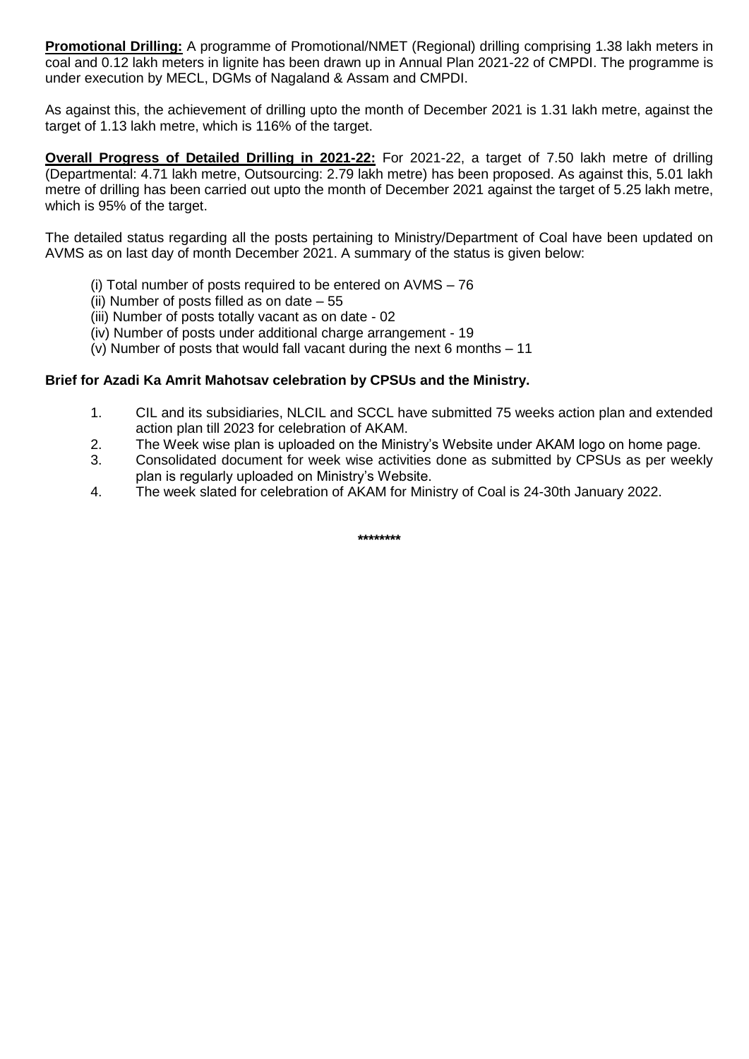**<u>Promotional Drilling:</u>** A programme of Promotional/NMET (Regional) drilling comprising 1.38 lakh meters in coal and 0.12 lakh meters in lignite has been drawn up in Annual Plan 2021-22 of CMPDI. The programme is under execution by MECL, DGMs of Nagaland & Assam and CMPDI.

As against this, the achievement of drilling upto the month of December 2021 is 1.31 lakh metre, against the target of 1.13 lakh metre, which is 116% of the target.

**<u>Overall Progress of Detailed Drilling in 2021-22:</u>** For 2021-22, a target of 7.50 lakh metre of drilling (Departmental: 4.71 lakh metre, Outsourcing: 2.79 lakh metre) has been proposed. As against this, 5.01 lakh metre of drilling has been carried out upto the month of December 2021 against the target of 5.25 lakh metre, which is 95% of the target.

The detailed status regarding all the posts pertaining to Ministry/Department of Coal have been updated on AVMS as on last day of month December 2021. A summary of the status is given below:

(i) Total number of posts required to be entered on AVMS – 76
(ii) Number of posts filled as on date – 55
(iii) Number of posts totally vacant as on date - 02
(iv) Number of posts under additional charge arrangement - 19
(v) Number of posts that would fall vacant during the next 6 months – 11

**Brief for Azadi Ka Amrit Mahotsav celebration by CPSUs and the Ministry.**

1. CIL and its subsidiaries, NLCIL and SCCL have submitted 75 weeks action plan and extended action plan till 2023 for celebration of AKAM.
2. The Week wise plan is uploaded on the Ministry's Website under AKAM logo on home page.
3. Consolidated document for week wise activities done as submitted by CPSUs as per weekly plan is regularly uploaded on Ministry's Website.
4. The week slated for celebration of AKAM for Ministry of Coal is 24-30th January 2022.

********